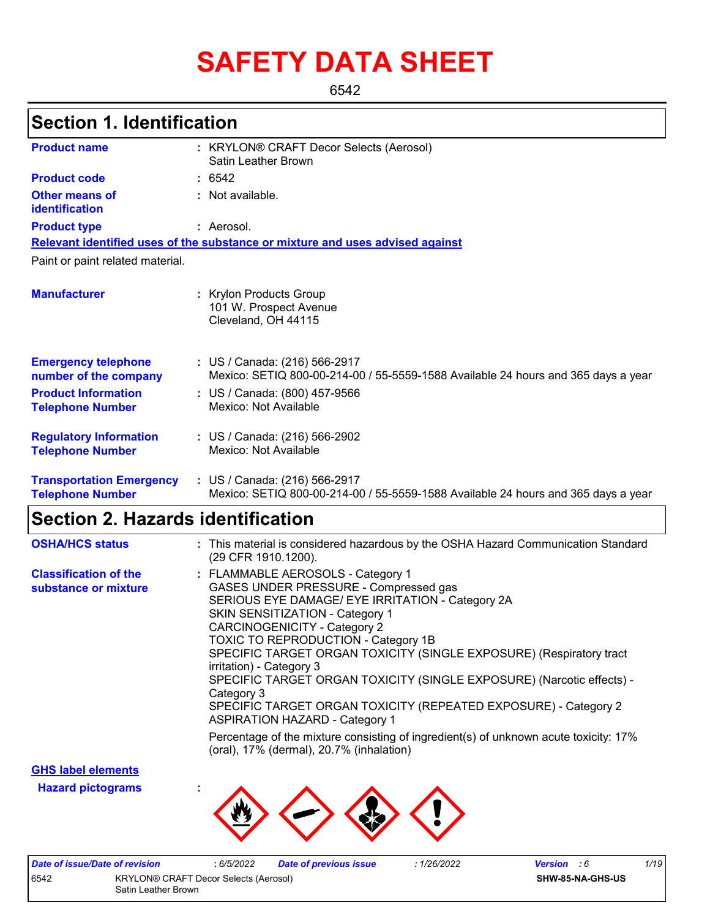# SAFETY DATA SHEET

6542

## Section 1. Identification

| | | |
|---|---|---|
| **Product name** | : | KRYLON® CRAFT Decor Selects (Aerosol) Satin Leather Brown |
| **Product code** | : | 6542 |
| **Other means of identification** | : | Not available. |
| **Product type** | : | Aerosol. |

**Relevant identified uses of the substance or mixture and uses advised against**

Paint or paint related material.

| | | |
|---|---|---|
| **Manufacturer** | : | Krylon Products Group<br>101 W. Prospect Avenue<br>Cleveland, OH 44115 |
| **Emergency telephone number of the company** | : | US / Canada: (216) 566-2917<br>Mexico: SETIQ 800-00-214-00 / 55-5559-1588 Available 24 hours and 365 days a year |
| **Product Information Telephone Number** | : | US / Canada: (800) 457-9566<br>Mexico: Not Available |
| **Regulatory Information Telephone Number** | : | US / Canada: (216) 566-2902<br>Mexico: Not Available |
| **Transportation Emergency Telephone Number** | : | US / Canada: (216) 566-2917<br>Mexico: SETIQ 800-00-214-00 / 55-5559-1588 Available 24 hours and 365 days a year |

## Section 2. Hazards identification

| | | |
|---|---|---|
| **OSHA/HCS status** | : | This material is considered hazardous by the OSHA Hazard Communication Standard (29 CFR 1910.1200). |
| **Classification of the substance or mixture** | : | FLAMMABLE AEROSOLS - Category 1<br>GASES UNDER PRESSURE - Compressed gas<br>SERIOUS EYE DAMAGE/ EYE IRRITATION - Category 2A<br>SKIN SENSITIZATION - Category 1<br>CARCINOGENICITY - Category 2<br>TOXIC TO REPRODUCTION - Category 1B<br>SPECIFIC TARGET ORGAN TOXICITY (SINGLE EXPOSURE) (Respiratory tract irritation) - Category 3<br>SPECIFIC TARGET ORGAN TOXICITY (SINGLE EXPOSURE) (Narcotic effects) - Category 3<br>SPECIFIC TARGET ORGAN TOXICITY (REPEATED EXPOSURE) - Category 2<br>ASPIRATION HAZARD - Category 1<br><br>Percentage of the mixture consisting of ingredient(s) of unknown acute toxicity: 17% (oral), 17% (dermal), 20.7% (inhalation) |

**GHS label elements**

**Hazard pictograms** :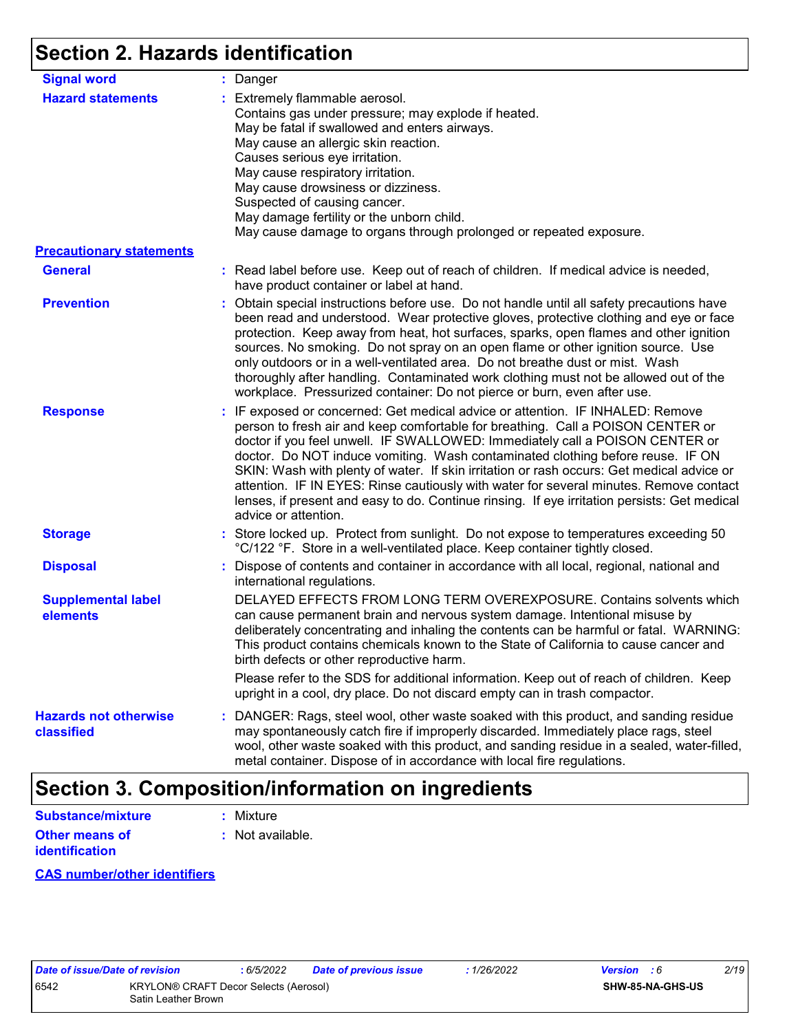# Section 2. Hazards identification

**Signal word** : Danger

**Hazard statements** : Extremely flammable aerosol.
Contains gas under pressure; may explode if heated.
May be fatal if swallowed and enters airways.
May cause an allergic skin reaction.
Causes serious eye irritation.
May cause respiratory irritation.
May cause drowsiness or dizziness.
Suspected of causing cancer.
May damage fertility or the unborn child.
May cause damage to organs through prolonged or repeated exposure.

**Precautionary statements**

**General** : Read label before use. Keep out of reach of children. If medical advice is needed, have product container or label at hand.

**Prevention** : Obtain special instructions before use. Do not handle until all safety precautions have been read and understood. Wear protective gloves, protective clothing and eye or face protection. Keep away from heat, hot surfaces, sparks, open flames and other ignition sources. No smoking. Do not spray on an open flame or other ignition source. Use only outdoors or in a well-ventilated area. Do not breathe dust or mist. Wash thoroughly after handling. Contaminated work clothing must not be allowed out of the workplace. Pressurized container: Do not pierce or burn, even after use.

**Response** : IF exposed or concerned: Get medical advice or attention. IF INHALED: Remove person to fresh air and keep comfortable for breathing. Call a POISON CENTER or doctor if you feel unwell. IF SWALLOWED: Immediately call a POISON CENTER or doctor. Do NOT induce vomiting. Wash contaminated clothing before reuse. IF ON SKIN: Wash with plenty of water. If skin irritation or rash occurs: Get medical advice or attention. IF IN EYES: Rinse cautiously with water for several minutes. Remove contact lenses, if present and easy to do. Continue rinsing. If eye irritation persists: Get medical advice or attention.

**Storage** : Store locked up. Protect from sunlight. Do not expose to temperatures exceeding 50 °C/122 °F. Store in a well-ventilated place. Keep container tightly closed.

**Disposal** : Dispose of contents and container in accordance with all local, regional, national and international regulations.

**Supplemental label elements** DELAYED EFFECTS FROM LONG TERM OVEREXPOSURE. Contains solvents which can cause permanent brain and nervous system damage. Intentional misuse by deliberately concentrating and inhaling the contents can be harmful or fatal. WARNING: This product contains chemicals known to the State of California to cause cancer and birth defects or other reproductive harm.

Please refer to the SDS for additional information. Keep out of reach of children. Keep upright in a cool, dry place. Do not discard empty can in trash compactor.

**Hazards not otherwise classified** : DANGER: Rags, steel wool, other waste soaked with this product, and sanding residue may spontaneously catch fire if improperly discarded. Immediately place rags, steel wool, other waste soaked with this product, and sanding residue in a sealed, water-filled, metal container. Dispose of in accordance with local fire regulations.

# Section 3. Composition/information on ingredients

**Substance/mixture** : Mixture

**Other means of identification** : Not available.

**CAS number/other identifiers**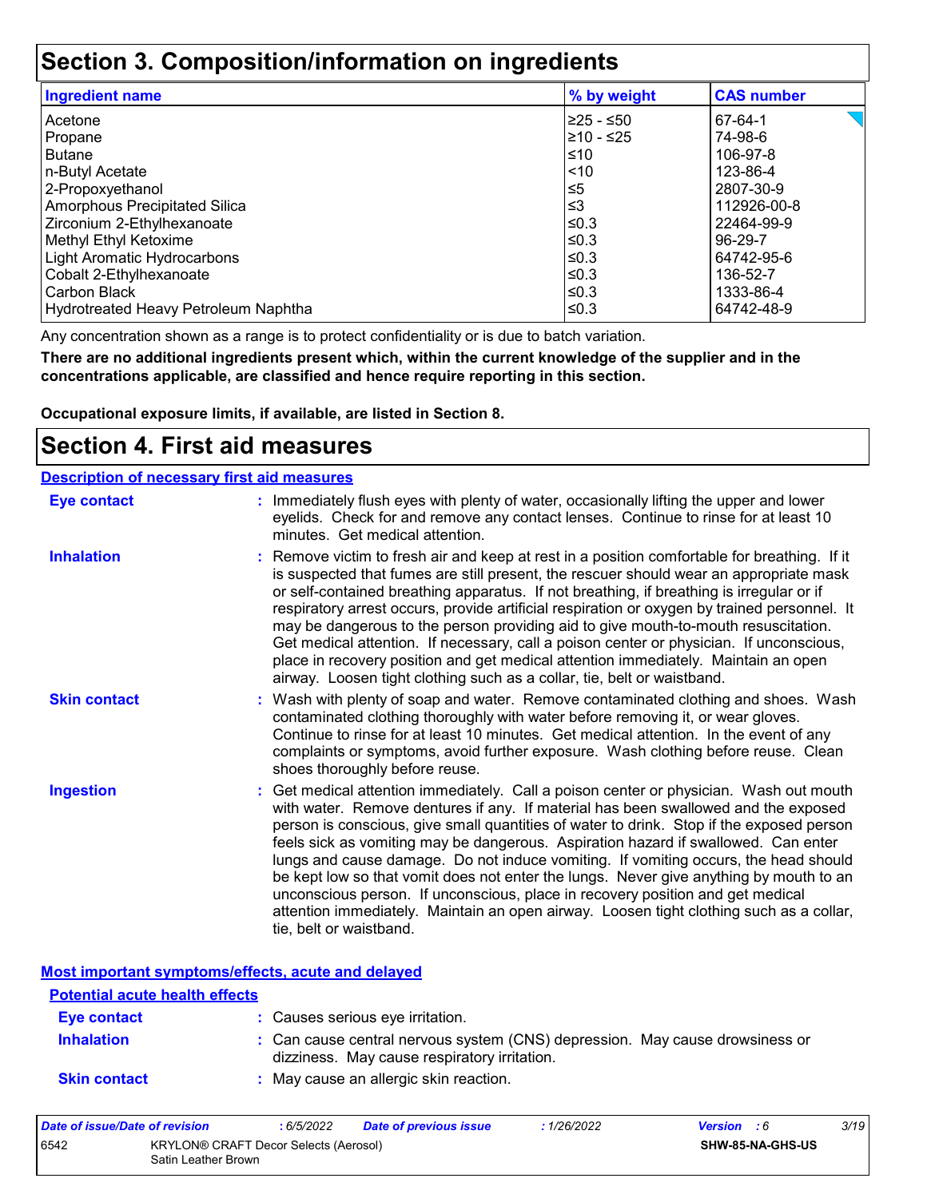# Section 3. Composition/information on ingredients

| Ingredient name | % by weight | CAS number |
| --- | --- | --- |
| Acetone | ≥25 - ≤50 | 67-64-1 |
| Propane | ≥10 - ≤25 | 74-98-6 |
| Butane | ≤10 | 106-97-8 |
| n-Butyl Acetate | <10 | 123-86-4 |
| 2-Propoxyethanol | ≤5 | 2807-30-9 |
| Amorphous Precipitated Silica | ≤3 | 112926-00-8 |
| Zirconium 2-Ethylhexanoate | ≤0.3 | 22464-99-9 |
| Methyl Ethyl Ketoxime | ≤0.3 | 96-29-7 |
| Light Aromatic Hydrocarbons | ≤0.3 | 64742-95-6 |
| Cobalt 2-Ethylhexanoate | ≤0.3 | 136-52-7 |
| Carbon Black | ≤0.3 | 1333-86-4 |
| Hydrotreated Heavy Petroleum Naphtha | ≤0.3 | 64742-48-9 |

Any concentration shown as a range is to protect confidentiality or is due to batch variation.

**There are no additional ingredients present which, within the current knowledge of the supplier and in the concentrations applicable, are classified and hence require reporting in this section.**

**Occupational exposure limits, if available, are listed in Section 8.**

# Section 4. First aid measures

## Description of necessary first aid measures

**Eye contact** : Immediately flush eyes with plenty of water, occasionally lifting the upper and lower eyelids. Check for and remove any contact lenses. Continue to rinse for at least 10 minutes. Get medical attention.

**Inhalation** : Remove victim to fresh air and keep at rest in a position comfortable for breathing. If it is suspected that fumes are still present, the rescuer should wear an appropriate mask or self-contained breathing apparatus. If not breathing, if breathing is irregular or if respiratory arrest occurs, provide artificial respiration or oxygen by trained personnel. It may be dangerous to the person providing aid to give mouth-to-mouth resuscitation. Get medical attention. If necessary, call a poison center or physician. If unconscious, place in recovery position and get medical attention immediately. Maintain an open airway. Loosen tight clothing such as a collar, tie, belt or waistband.

**Skin contact** : Wash with plenty of soap and water. Remove contaminated clothing and shoes. Wash contaminated clothing thoroughly with water before removing it, or wear gloves. Continue to rinse for at least 10 minutes. Get medical attention. In the event of any complaints or symptoms, avoid further exposure. Wash clothing before reuse. Clean shoes thoroughly before reuse.

**Ingestion** : Get medical attention immediately. Call a poison center or physician. Wash out mouth with water. Remove dentures if any. If material has been swallowed and the exposed person is conscious, give small quantities of water to drink. Stop if the exposed person feels sick as vomiting may be dangerous. Aspiration hazard if swallowed. Can enter lungs and cause damage. Do not induce vomiting. If vomiting occurs, the head should be kept low so that vomit does not enter the lungs. Never give anything by mouth to an unconscious person. If unconscious, place in recovery position and get medical attention immediately. Maintain an open airway. Loosen tight clothing such as a collar, tie, belt or waistband.

## Most important symptoms/effects, acute and delayed

### Potential acute health effects

**Eye contact** : Causes serious eye irritation.

**Inhalation** : Can cause central nervous system (CNS) depression. May cause drowsiness or dizziness. May cause respiratory irritation.

**Skin contact** : May cause an allergic skin reaction.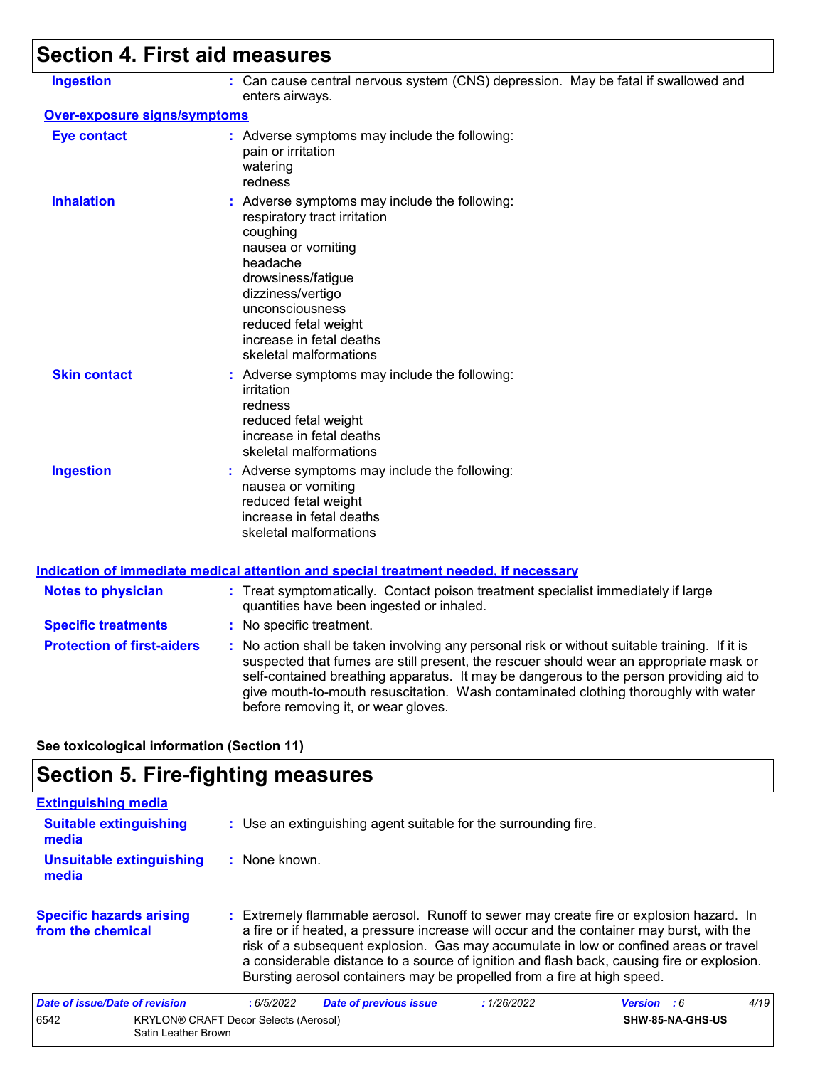## Section 4. First aid measures

**Ingestion** : Can cause central nervous system (CNS) depression. May be fatal if swallowed and enters airways.

**Over-exposure signs/symptoms**

**Eye contact** : Adverse symptoms may include the following:
pain or irritation
watering
redness

**Inhalation** : Adverse symptoms may include the following:
respiratory tract irritation
coughing
nausea or vomiting
headache
drowsiness/fatigue
dizziness/vertigo
unconsciousness
reduced fetal weight
increase in fetal deaths
skeletal malformations

**Skin contact** : Adverse symptoms may include the following:
irritation
redness
reduced fetal weight
increase in fetal deaths
skeletal malformations

**Ingestion** : Adverse symptoms may include the following:
nausea or vomiting
reduced fetal weight
increase in fetal deaths
skeletal malformations

**Indication of immediate medical attention and special treatment needed, if necessary**

**Notes to physician** : Treat symptomatically. Contact poison treatment specialist immediately if large quantities have been ingested or inhaled.

**Specific treatments** : No specific treatment.

**Protection of first-aiders** : No action shall be taken involving any personal risk or without suitable training. If it is suspected that fumes are still present, the rescuer should wear an appropriate mask or self-contained breathing apparatus. It may be dangerous to the person providing aid to give mouth-to-mouth resuscitation. Wash contaminated clothing thoroughly with water before removing it, or wear gloves.

**See toxicological information (Section 11)**

## Section 5. Fire-fighting measures

**Extinguishing media**

**Suitable extinguishing media** : Use an extinguishing agent suitable for the surrounding fire.

**Unsuitable extinguishing media** : None known.

**Specific hazards arising from the chemical** : Extremely flammable aerosol. Runoff to sewer may create fire or explosion hazard. In a fire or if heated, a pressure increase will occur and the container may burst, with the risk of a subsequent explosion. Gas may accumulate in low or confined areas or travel a considerable distance to a source of ignition and flash back, causing fire or explosion. Bursting aerosol containers may be propelled from a fire at high speed.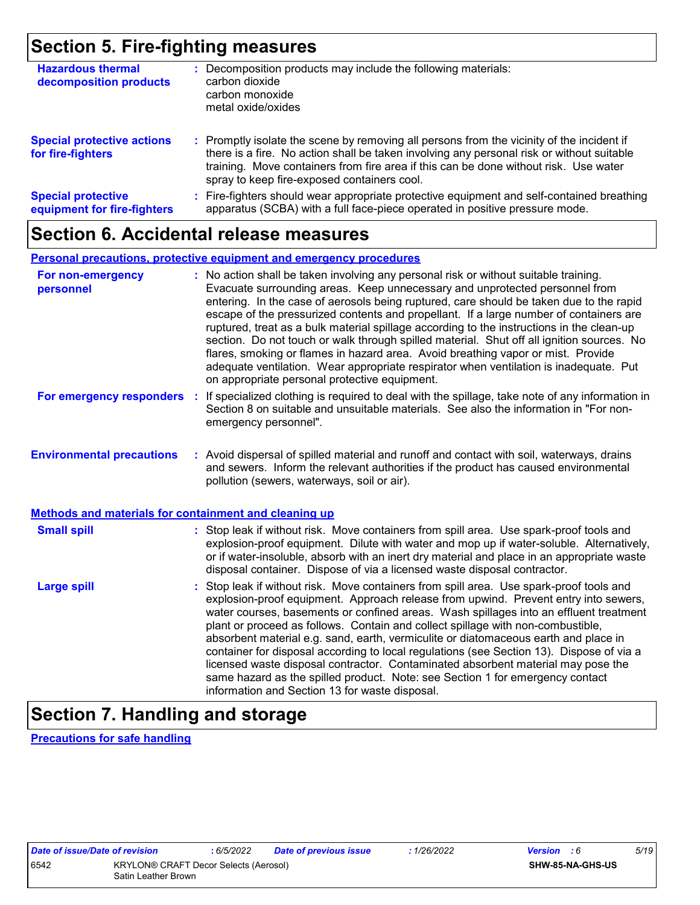## Section 5. Fire-fighting measures

**Hazardous thermal decomposition products** : Decomposition products may include the following materials:
carbon dioxide
carbon monoxide
metal oxide/oxides

**Special protective actions for fire-fighters** : Promptly isolate the scene by removing all persons from the vicinity of the incident if there is a fire. No action shall be taken involving any personal risk or without suitable training. Move containers from fire area if this can be done without risk. Use water spray to keep fire-exposed containers cool.

**Special protective equipment for fire-fighters** : Fire-fighters should wear appropriate protective equipment and self-contained breathing apparatus (SCBA) with a full face-piece operated in positive pressure mode.

## Section 6. Accidental release measures

### Personal precautions, protective equipment and emergency procedures

**For non-emergency personnel** : No action shall be taken involving any personal risk or without suitable training. Evacuate surrounding areas. Keep unnecessary and unprotected personnel from entering. In the case of aerosols being ruptured, care should be taken due to the rapid escape of the pressurized contents and propellant. If a large number of containers are ruptured, treat as a bulk material spillage according to the instructions in the clean-up section. Do not touch or walk through spilled material. Shut off all ignition sources. No flares, smoking or flames in hazard area. Avoid breathing vapor or mist. Provide adequate ventilation. Wear appropriate respirator when ventilation is inadequate. Put on appropriate personal protective equipment.

**For emergency responders** : If specialized clothing is required to deal with the spillage, take note of any information in Section 8 on suitable and unsuitable materials. See also the information in "For non-emergency personnel".

**Environmental precautions** : Avoid dispersal of spilled material and runoff and contact with soil, waterways, drains and sewers. Inform the relevant authorities if the product has caused environmental pollution (sewers, waterways, soil or air).

### Methods and materials for containment and cleaning up

**Small spill** : Stop leak if without risk. Move containers from spill area. Use spark-proof tools and explosion-proof equipment. Dilute with water and mop up if water-soluble. Alternatively, or if water-insoluble, absorb with an inert dry material and place in an appropriate waste disposal container. Dispose of via a licensed waste disposal contractor.

**Large spill** : Stop leak if without risk. Move containers from spill area. Use spark-proof tools and explosion-proof equipment. Approach release from upwind. Prevent entry into sewers, water courses, basements or confined areas. Wash spillages into an effluent treatment plant or proceed as follows. Contain and collect spillage with non-combustible, absorbent material e.g. sand, earth, vermiculite or diatomaceous earth and place in container for disposal according to local regulations (see Section 13). Dispose of via a licensed waste disposal contractor. Contaminated absorbent material may pose the same hazard as the spilled product. Note: see Section 1 for emergency contact information and Section 13 for waste disposal.

## Section 7. Handling and storage

### Precautions for safe handling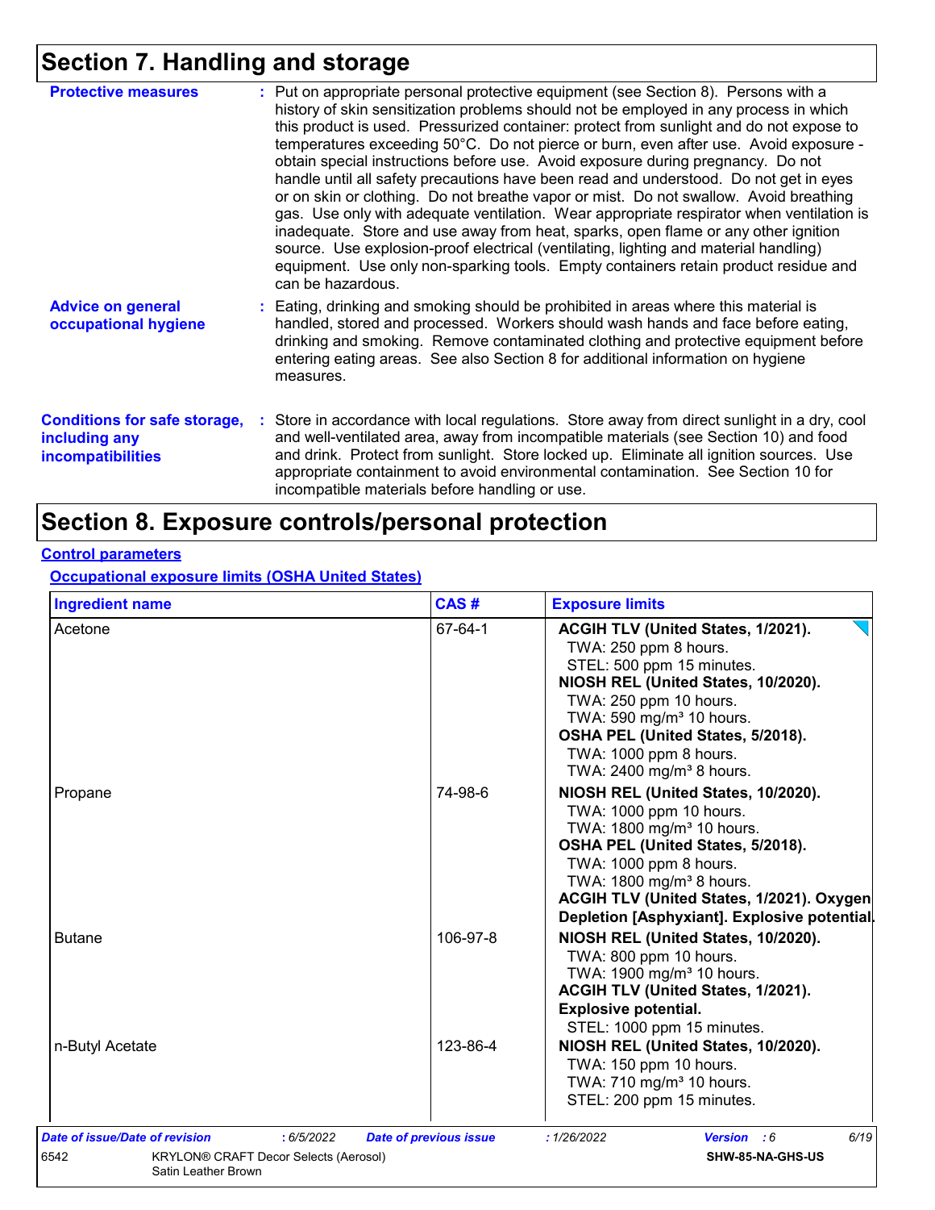# Section 7. Handling and storage

**Protective measures** : Put on appropriate personal protective equipment (see Section 8). Persons with a history of skin sensitization problems should not be employed in any process in which this product is used. Pressurized container: protect from sunlight and do not expose to temperatures exceeding 50°C. Do not pierce or burn, even after use. Avoid exposure - obtain special instructions before use. Avoid exposure during pregnancy. Do not handle until all safety precautions have been read and understood. Do not get in eyes or on skin or clothing. Do not breathe vapor or mist. Do not swallow. Avoid breathing gas. Use only with adequate ventilation. Wear appropriate respirator when ventilation is inadequate. Store and use away from heat, sparks, open flame or any other ignition source. Use explosion-proof electrical (ventilating, lighting and material handling) equipment. Use only non-sparking tools. Empty containers retain product residue and can be hazardous.

**Advice on general occupational hygiene** : Eating, drinking and smoking should be prohibited in areas where this material is handled, stored and processed. Workers should wash hands and face before eating, drinking and smoking. Remove contaminated clothing and protective equipment before entering eating areas. See also Section 8 for additional information on hygiene measures.

**Conditions for safe storage, including any incompatibilities** : Store in accordance with local regulations. Store away from direct sunlight in a dry, cool and well-ventilated area, away from incompatible materials (see Section 10) and food and drink. Protect from sunlight. Store locked up. Eliminate all ignition sources. Use appropriate containment to avoid environmental contamination. See Section 10 for incompatible materials before handling or use.

# Section 8. Exposure controls/personal protection

## Control parameters

### Occupational exposure limits (OSHA United States)

| Ingredient name | CAS # | Exposure limits |
|---|---|---|
| Acetone | 67-64-1 | **ACGIH TLV (United States, 1/2021).**<br>TWA: 250 ppm 8 hours.<br>STEL: 500 ppm 15 minutes.<br>**NIOSH REL (United States, 10/2020).**<br>TWA: 250 ppm 10 hours.<br>TWA: 590 mg/m³ 10 hours.<br>**OSHA PEL (United States, 5/2018).**<br>TWA: 1000 ppm 8 hours.<br>TWA: 2400 mg/m³ 8 hours. |
| Propane | 74-98-6 | **NIOSH REL (United States, 10/2020).**<br>TWA: 1000 ppm 10 hours.<br>TWA: 1800 mg/m³ 10 hours.<br>**OSHA PEL (United States, 5/2018).**<br>TWA: 1000 ppm 8 hours.<br>TWA: 1800 mg/m³ 8 hours.<br>**ACGIH TLV (United States, 1/2021). Oxygen Depletion [Asphyxiant]. Explosive potential.** |
| Butane | 106-97-8 | **NIOSH REL (United States, 10/2020).**<br>TWA: 800 ppm 10 hours.<br>TWA: 1900 mg/m³ 10 hours.<br>**ACGIH TLV (United States, 1/2021). Explosive potential.**<br>STEL: 1000 ppm 15 minutes. |
| n-Butyl Acetate | 123-86-4 | **NIOSH REL (United States, 10/2020).**<br>TWA: 150 ppm 10 hours.<br>TWA: 710 mg/m³ 10 hours.<br>STEL: 200 ppm 15 minutes. |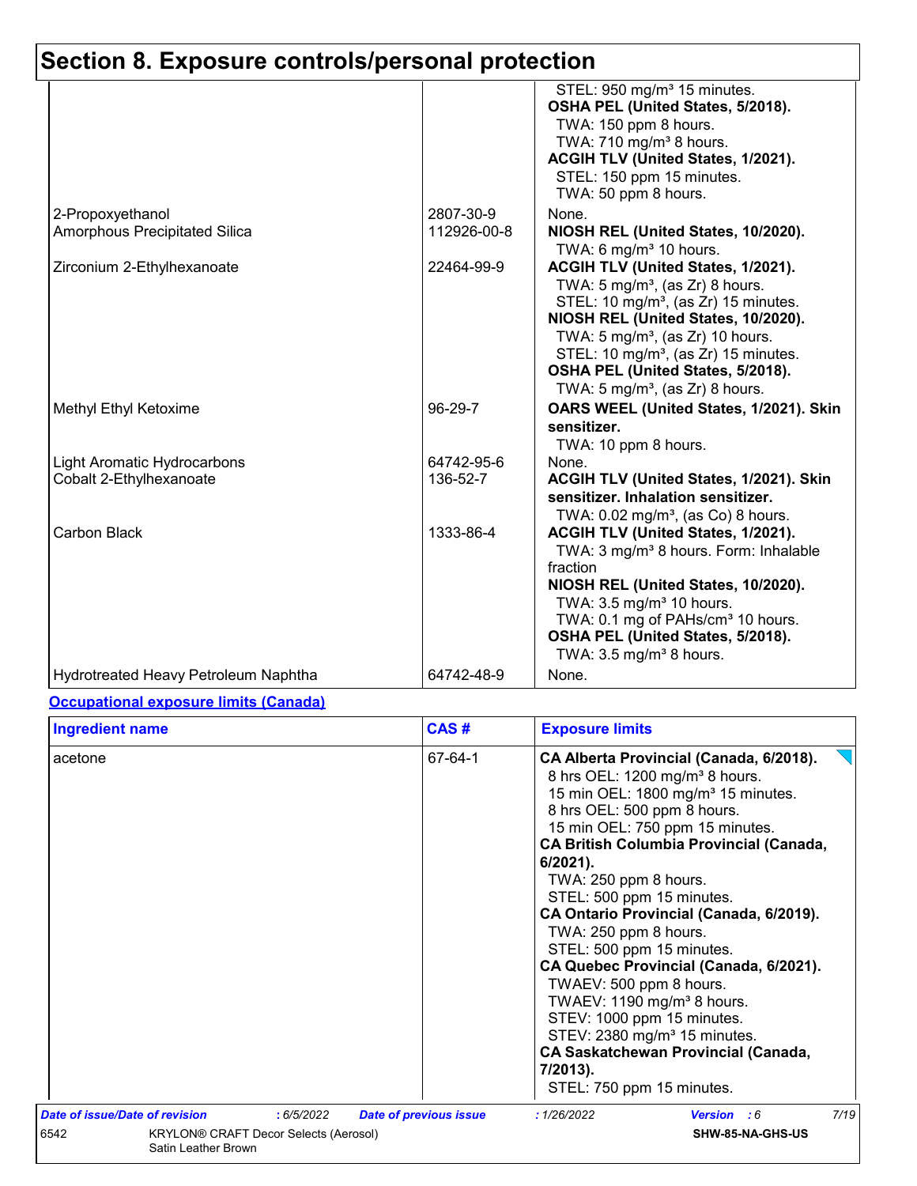# Section 8. Exposure controls/personal protection

| | | |
|---|---|---|
| | | STEL: 950 mg/m³ 15 minutes.<br>**OSHA PEL (United States, 5/2018).**<br>TWA: 150 ppm 8 hours.<br>TWA: 710 mg/m³ 8 hours.<br>**ACGIH TLV (United States, 1/2021).**<br>STEL: 150 ppm 15 minutes.<br>TWA: 50 ppm 8 hours. |
| 2-Propoxyethanol | 2807-30-9 | None. |
| Amorphous Precipitated Silica | 112926-00-8 | **NIOSH REL (United States, 10/2020).**<br>TWA: 6 mg/m³ 10 hours. |
| Zirconium 2-Ethylhexanoate | 22464-99-9 | **ACGIH TLV (United States, 1/2021).**<br>TWA: 5 mg/m³, (as Zr) 8 hours.<br>STEL: 10 mg/m³, (as Zr) 15 minutes.<br>**NIOSH REL (United States, 10/2020).**<br>TWA: 5 mg/m³, (as Zr) 10 hours.<br>STEL: 10 mg/m³, (as Zr) 15 minutes.<br>**OSHA PEL (United States, 5/2018).**<br>TWA: 5 mg/m³, (as Zr) 8 hours. |
| Methyl Ethyl Ketoxime | 96-29-7 | **OARS WEEL (United States, 1/2021). Skin sensitizer.**<br>TWA: 10 ppm 8 hours. |
| Light Aromatic Hydrocarbons | 64742-95-6 | None. |
| Cobalt 2-Ethylhexanoate | 136-52-7 | **ACGIH TLV (United States, 1/2021). Skin sensitizer. Inhalation sensitizer.**<br>TWA: 0.02 mg/m³, (as Co) 8 hours. |
| Carbon Black | 1333-86-4 | **ACGIH TLV (United States, 1/2021).**<br>TWA: 3 mg/m³ 8 hours. Form: Inhalable fraction<br>**NIOSH REL (United States, 10/2020).**<br>TWA: 3.5 mg/m³ 10 hours.<br>TWA: 0.1 mg of PAHs/cm³ 10 hours.<br>**OSHA PEL (United States, 5/2018).**<br>TWA: 3.5 mg/m³ 8 hours. |
| Hydrotreated Heavy Petroleum Naphtha | 64742-48-9 | None. |

**Occupational exposure limits (Canada)**

| Ingredient name | CAS # | Exposure limits |
|---|---|---|
| acetone | 67-64-1 | **CA Alberta Provincial (Canada, 6/2018).**<br>8 hrs OEL: 1200 mg/m³ 8 hours.<br>15 min OEL: 1800 mg/m³ 15 minutes.<br>8 hrs OEL: 500 ppm 8 hours.<br>15 min OEL: 750 ppm 15 minutes.<br>**CA British Columbia Provincial (Canada, 6/2021).**<br>TWA: 250 ppm 8 hours.<br>STEL: 500 ppm 15 minutes.<br>**CA Ontario Provincial (Canada, 6/2019).**<br>TWA: 250 ppm 8 hours.<br>STEL: 500 ppm 15 minutes.<br>**CA Quebec Provincial (Canada, 6/2021).**<br>TWAEV: 500 ppm 8 hours.<br>TWAEV: 1190 mg/m³ 8 hours.<br>STEV: 1000 ppm 15 minutes.<br>STEV: 2380 mg/m³ 15 minutes.<br>**CA Saskatchewan Provincial (Canada, 7/2013).**<br>STEL: 750 ppm 15 minutes. |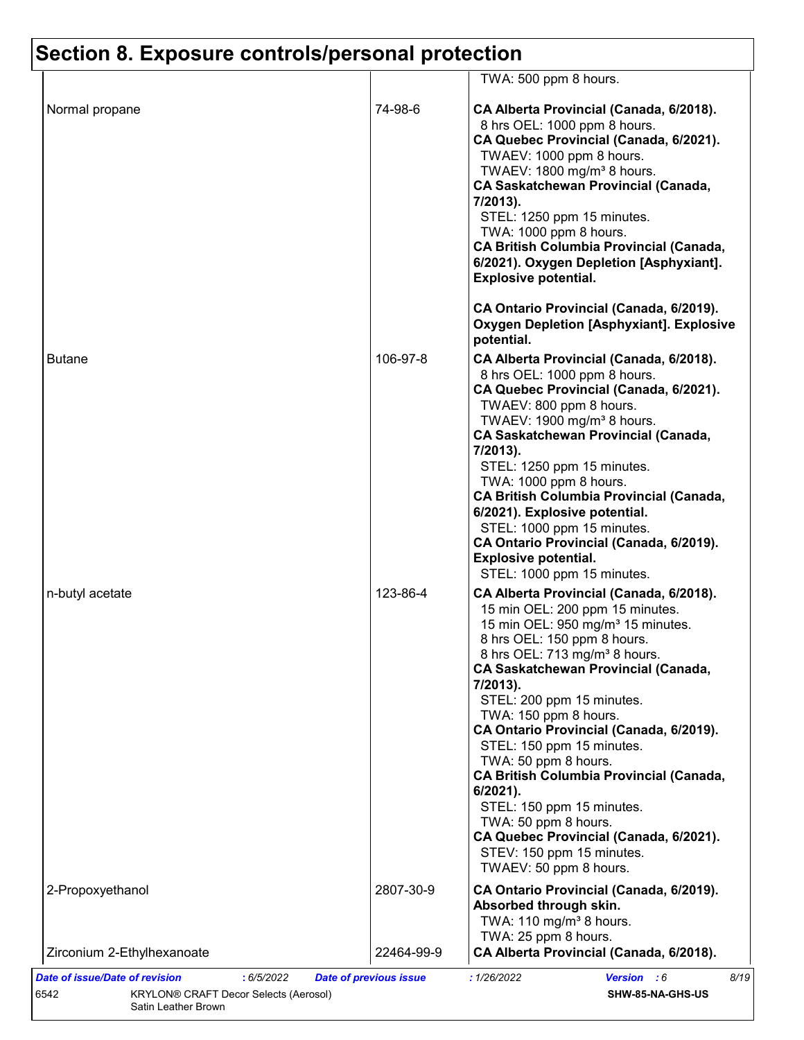# Section 8. Exposure controls/personal protection

| | | |
|---|---|---|
| | | TWA: 500 ppm 8 hours. |
| Normal propane | 74-98-6 | **CA Alberta Provincial (Canada, 6/2018).**<br>8 hrs OEL: 1000 ppm 8 hours.<br>**CA Quebec Provincial (Canada, 6/2021).**<br>TWAEV: 1000 ppm 8 hours.<br>TWAEV: 1800 mg/m³ 8 hours.<br>**CA Saskatchewan Provincial (Canada, 7/2013).**<br>STEL: 1250 ppm 15 minutes.<br>TWA: 1000 ppm 8 hours.<br>**CA British Columbia Provincial (Canada, 6/2021). Oxygen Depletion [Asphyxiant]. Explosive potential.**<br><br>**CA Ontario Provincial (Canada, 6/2019). Oxygen Depletion [Asphyxiant]. Explosive potential.** |
| Butane | 106-97-8 | **CA Alberta Provincial (Canada, 6/2018).**<br>8 hrs OEL: 1000 ppm 8 hours.<br>**CA Quebec Provincial (Canada, 6/2021).**<br>TWAEV: 800 ppm 8 hours.<br>TWAEV: 1900 mg/m³ 8 hours.<br>**CA Saskatchewan Provincial (Canada, 7/2013).**<br>STEL: 1250 ppm 15 minutes.<br>TWA: 1000 ppm 8 hours.<br>**CA British Columbia Provincial (Canada, 6/2021). Explosive potential.**<br>STEL: 1000 ppm 15 minutes.<br>**CA Ontario Provincial (Canada, 6/2019). Explosive potential.**<br>STEL: 1000 ppm 15 minutes. |
| n-butyl acetate | 123-86-4 | **CA Alberta Provincial (Canada, 6/2018).**<br>15 min OEL: 200 ppm 15 minutes.<br>15 min OEL: 950 mg/m³ 15 minutes.<br>8 hrs OEL: 150 ppm 8 hours.<br>8 hrs OEL: 713 mg/m³ 8 hours.<br>**CA Saskatchewan Provincial (Canada, 7/2013).**<br>STEL: 200 ppm 15 minutes.<br>TWA: 150 ppm 8 hours.<br>**CA Ontario Provincial (Canada, 6/2019).**<br>STEL: 150 ppm 15 minutes.<br>TWA: 50 ppm 8 hours.<br>**CA British Columbia Provincial (Canada, 6/2021).**<br>STEL: 150 ppm 15 minutes.<br>TWA: 50 ppm 8 hours.<br>**CA Quebec Provincial (Canada, 6/2021).**<br>STEV: 150 ppm 15 minutes.<br>TWAEV: 50 ppm 8 hours. |
| 2-Propoxyethanol | 2807-30-9 | **CA Ontario Provincial (Canada, 6/2019). Absorbed through skin.**<br>TWA: 110 mg/m³ 8 hours.<br>TWA: 25 ppm 8 hours. |
| Zirconium 2-Ethylhexanoate | 22464-99-9 | **CA Alberta Provincial (Canada, 6/2018).** |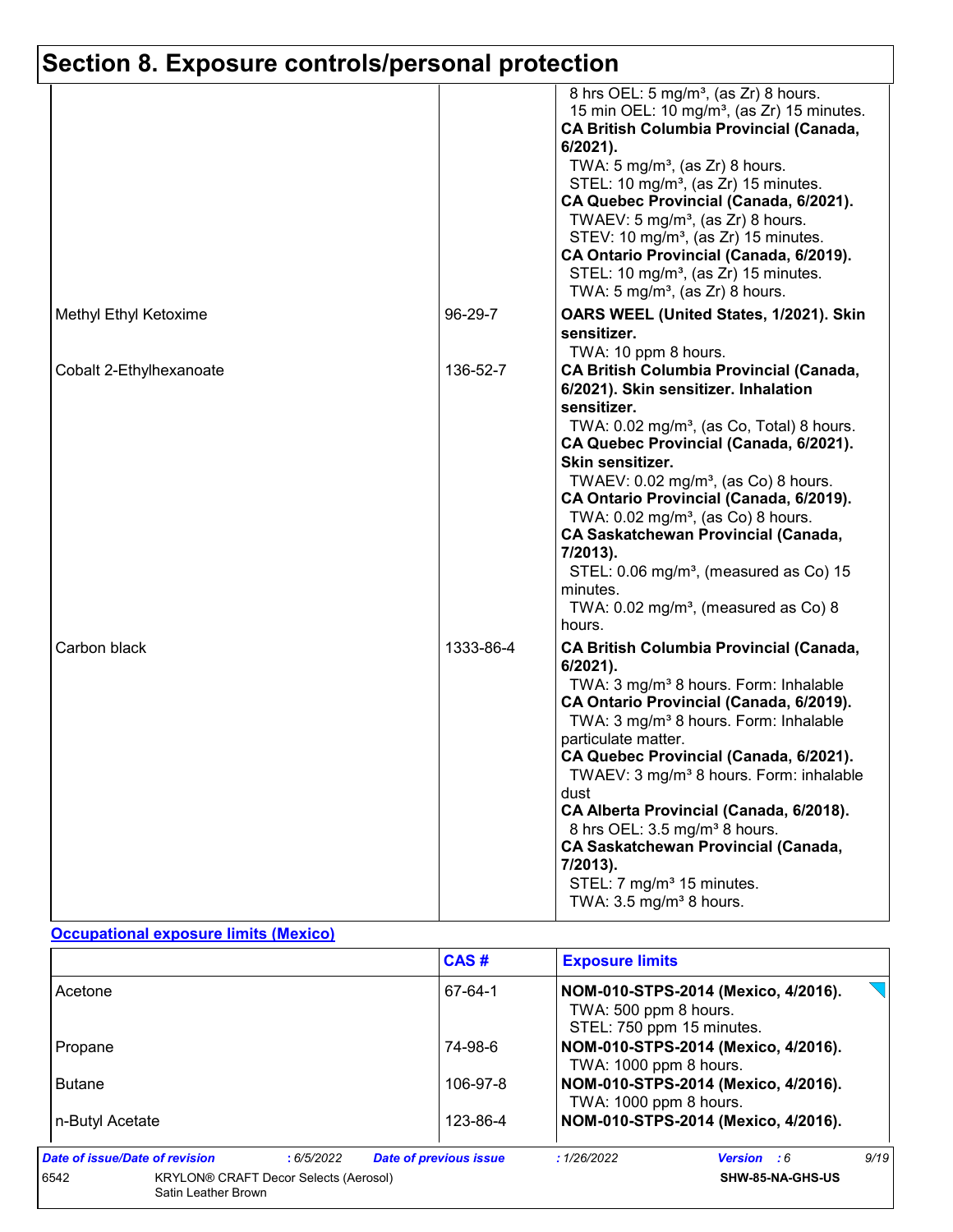## Section 8. Exposure controls/personal protection

| | | |
|---|---|---|
| | | 8 hrs OEL: 5 mg/m³, (as Zr) 8 hours.<br>15 min OEL: 10 mg/m³, (as Zr) 15 minutes.<br>**CA British Columbia Provincial (Canada, 6/2021).**<br>TWA: 5 mg/m³, (as Zr) 8 hours.<br>STEL: 10 mg/m³, (as Zr) 15 minutes.<br>**CA Quebec Provincial (Canada, 6/2021).**<br>TWAEV: 5 mg/m³, (as Zr) 8 hours.<br>STEV: 10 mg/m³, (as Zr) 15 minutes.<br>**CA Ontario Provincial (Canada, 6/2019).**<br>STEL: 10 mg/m³, (as Zr) 15 minutes.<br>TWA: 5 mg/m³, (as Zr) 8 hours. |
| Methyl Ethyl Ketoxime | 96-29-7 | **OARS WEEL (United States, 1/2021). Skin sensitizer.**<br>TWA: 10 ppm 8 hours. |
| Cobalt 2-Ethylhexanoate | 136-52-7 | **CA British Columbia Provincial (Canada, 6/2021). Skin sensitizer. Inhalation sensitizer.**<br>TWA: 0.02 mg/m³, (as Co, Total) 8 hours.<br>**CA Quebec Provincial (Canada, 6/2021). Skin sensitizer.**<br>TWAEV: 0.02 mg/m³, (as Co) 8 hours.<br>**CA Ontario Provincial (Canada, 6/2019).**<br>TWA: 0.02 mg/m³, (as Co) 8 hours.<br>**CA Saskatchewan Provincial (Canada, 7/2013).**<br>STEL: 0.06 mg/m³, (measured as Co) 15 minutes.<br>TWA: 0.02 mg/m³, (measured as Co) 8 hours. |
| Carbon black | 1333-86-4 | **CA British Columbia Provincial (Canada, 6/2021).**<br>TWA: 3 mg/m³ 8 hours. Form: Inhalable<br>**CA Ontario Provincial (Canada, 6/2019).**<br>TWA: 3 mg/m³ 8 hours. Form: Inhalable particulate matter.<br>**CA Quebec Provincial (Canada, 6/2021).**<br>TWAEV: 3 mg/m³ 8 hours. Form: inhalable dust<br>**CA Alberta Provincial (Canada, 6/2018).**<br>8 hrs OEL: 3.5 mg/m³ 8 hours.<br>**CA Saskatchewan Provincial (Canada, 7/2013).**<br>STEL: 7 mg/m³ 15 minutes.<br>TWA: 3.5 mg/m³ 8 hours. |

**Occupational exposure limits (Mexico)**

| | CAS # | Exposure limits |
|---|---|---|
| Acetone | 67-64-1 | **NOM-010-STPS-2014 (Mexico, 4/2016).**<br>TWA: 500 ppm 8 hours.<br>STEL: 750 ppm 15 minutes. |
| Propane | 74-98-6 | **NOM-010-STPS-2014 (Mexico, 4/2016).**<br>TWA: 1000 ppm 8 hours. |
| Butane | 106-97-8 | **NOM-010-STPS-2014 (Mexico, 4/2016).**<br>TWA: 1000 ppm 8 hours. |
| n-Butyl Acetate | 123-86-4 | **NOM-010-STPS-2014 (Mexico, 4/2016).** |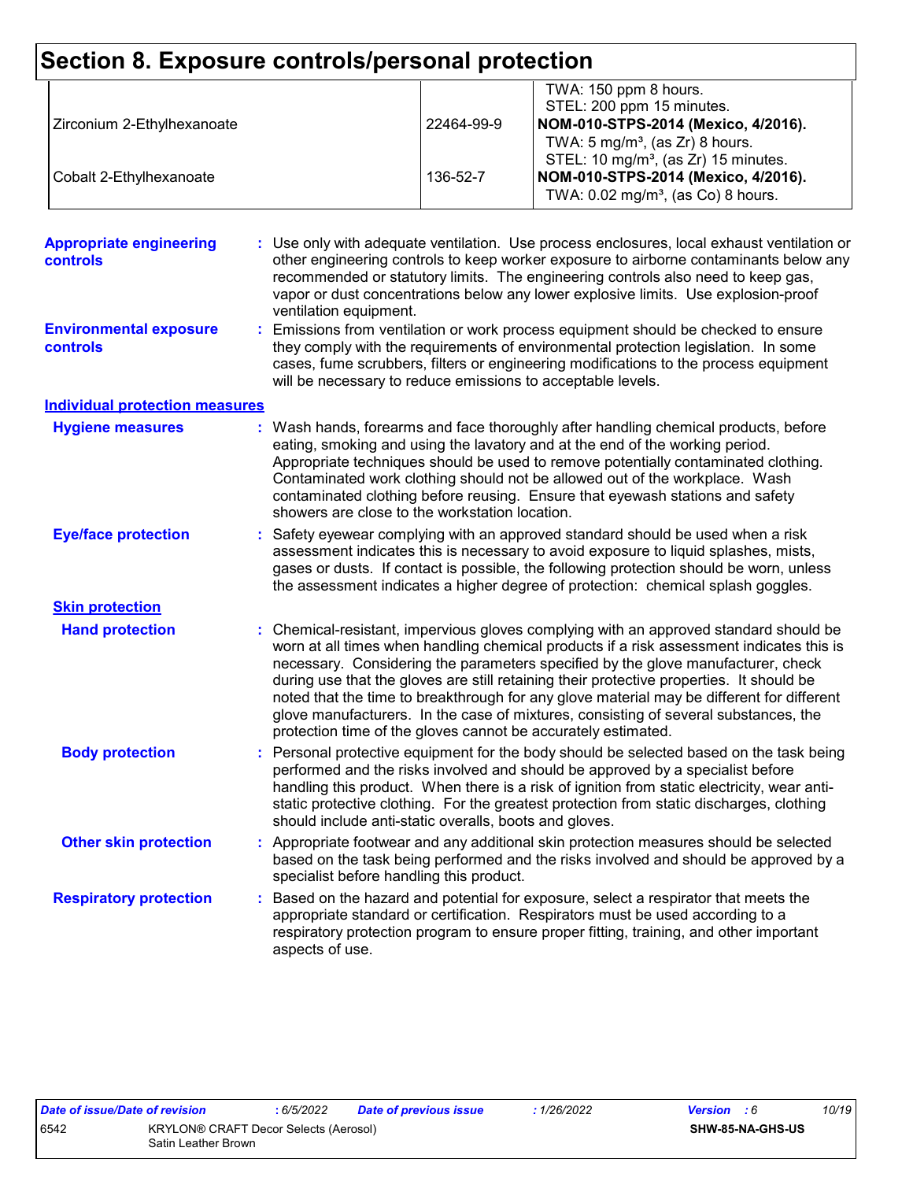# Section 8. Exposure controls/personal protection

| | | |
|---|---|---|
| | | TWA: 150 ppm 8 hours.<br>STEL: 200 ppm 15 minutes. |
| Zirconium 2-Ethylhexanoate | 22464-99-9 | **NOM-010-STPS-2014 (Mexico, 4/2016).**<br>TWA: 5 mg/m³, (as Zr) 8 hours.<br>STEL: 10 mg/m³, (as Zr) 15 minutes. |
| Cobalt 2-Ethylhexanoate | 136-52-7 | **NOM-010-STPS-2014 (Mexico, 4/2016).**<br>TWA: 0.02 mg/m³, (as Co) 8 hours. |

**Appropriate engineering controls** : Use only with adequate ventilation. Use process enclosures, local exhaust ventilation or other engineering controls to keep worker exposure to airborne contaminants below any recommended or statutory limits. The engineering controls also need to keep gas, vapor or dust concentrations below any lower explosive limits. Use explosion-proof ventilation equipment.

**Environmental exposure controls** : Emissions from ventilation or work process equipment should be checked to ensure they comply with the requirements of environmental protection legislation. In some cases, fume scrubbers, filters or engineering modifications to the process equipment will be necessary to reduce emissions to acceptable levels.

## Individual protection measures

**Hygiene measures** : Wash hands, forearms and face thoroughly after handling chemical products, before eating, smoking and using the lavatory and at the end of the working period. Appropriate techniques should be used to remove potentially contaminated clothing. Contaminated work clothing should not be allowed out of the workplace. Wash contaminated clothing before reusing. Ensure that eyewash stations and safety showers are close to the workstation location.

**Eye/face protection** : Safety eyewear complying with an approved standard should be used when a risk assessment indicates this is necessary to avoid exposure to liquid splashes, mists, gases or dusts. If contact is possible, the following protection should be worn, unless the assessment indicates a higher degree of protection: chemical splash goggles.

### Skin protection

**Hand protection** : Chemical-resistant, impervious gloves complying with an approved standard should be worn at all times when handling chemical products if a risk assessment indicates this is necessary. Considering the parameters specified by the glove manufacturer, check during use that the gloves are still retaining their protective properties. It should be noted that the time to breakthrough for any glove material may be different for different glove manufacturers. In the case of mixtures, consisting of several substances, the protection time of the gloves cannot be accurately estimated.

**Body protection** : Personal protective equipment for the body should be selected based on the task being performed and the risks involved and should be approved by a specialist before handling this product. When there is a risk of ignition from static electricity, wear anti-static protective clothing. For the greatest protection from static discharges, clothing should include anti-static overalls, boots and gloves.

**Other skin protection** : Appropriate footwear and any additional skin protection measures should be selected based on the task being performed and the risks involved and should be approved by a specialist before handling this product.

**Respiratory protection** : Based on the hazard and potential for exposure, select a respirator that meets the appropriate standard or certification. Respirators must be used according to a respiratory protection program to ensure proper fitting, training, and other important aspects of use.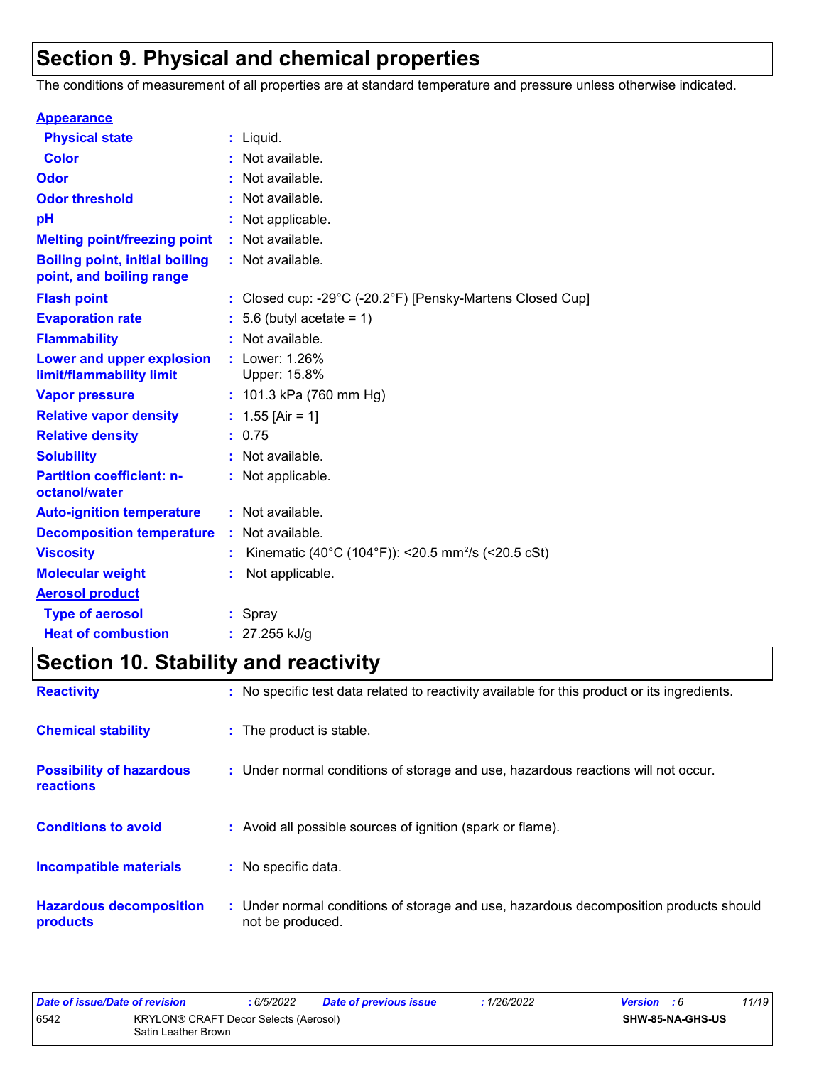# Section 9. Physical and chemical properties

The conditions of measurement of all properties are at standard temperature and pressure unless otherwise indicated.

**Appearance**

| | | |
|---|---|---|
| **Physical state** | : | Liquid. |
| **Color** | : | Not available. |
| **Odor** | : | Not available. |
| **Odor threshold** | : | Not available. |
| **pH** | : | Not applicable. |
| **Melting point/freezing point** | : | Not available. |
| **Boiling point, initial boiling point, and boiling range** | : | Not available. |
| **Flash point** | : | Closed cup: -29°C (-20.2°F) [Pensky-Martens Closed Cup] |
| **Evaporation rate** | : | 5.6 (butyl acetate = 1) |
| **Flammability** | : | Not available. |
| **Lower and upper explosion limit/flammability limit** | : | Lower: 1.26%<br>Upper: 15.8% |
| **Vapor pressure** | : | 101.3 kPa (760 mm Hg) |
| **Relative vapor density** | : | 1.55 [Air = 1] |
| **Relative density** | : | 0.75 |
| **Solubility** | : | Not available. |
| **Partition coefficient: n-octanol/water** | : | Not applicable. |
| **Auto-ignition temperature** | : | Not available. |
| **Decomposition temperature** | : | Not available. |
| **Viscosity** | : | Kinematic (40°C (104°F)): <20.5 $mm^2/s$ (<20.5 cSt) |
| **Molecular weight** | : | Not applicable. |

**Aerosol product**

| | | |
|---|---|---|
| **Type of aerosol** | : | Spray |
| **Heat of combustion** | : | 27.255 kJ/g |

# Section 10. Stability and reactivity

| | | |
|---|---|---|
| **Reactivity** | : | No specific test data related to reactivity available for this product or its ingredients. |
| **Chemical stability** | : | The product is stable. |
| **Possibility of hazardous reactions** | : | Under normal conditions of storage and use, hazardous reactions will not occur. |
| **Conditions to avoid** | : | Avoid all possible sources of ignition (spark or flame). |
| **Incompatible materials** | : | No specific data. |
| **Hazardous decomposition products** | : | Under normal conditions of storage and use, hazardous decomposition products should not be produced. |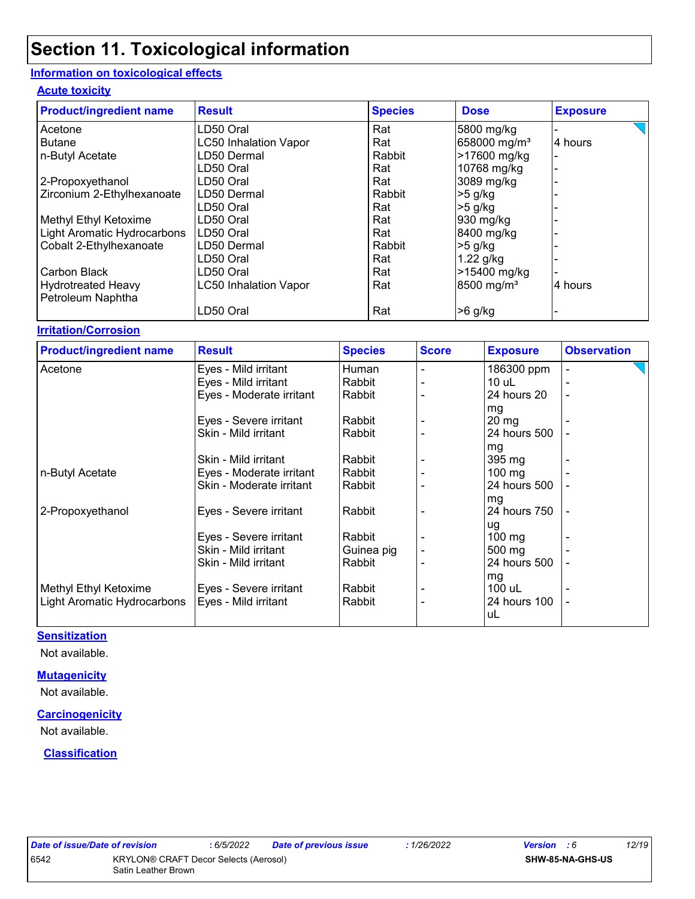# Section 11. Toxicological information

## Information on toxicological effects

### Acute toxicity

| Product/ingredient name | Result | Species | Dose | Exposure |
|---|---|---|---|---|
| Acetone | LD50 Oral | Rat | 5800 mg/kg | - |
| Butane | LC50 Inhalation Vapor | Rat | 658000 mg/m³ | 4 hours |
| n-Butyl Acetate | LD50 Dermal | Rabbit | >17600 mg/kg | - |
| | LD50 Oral | Rat | 10768 mg/kg | - |
| 2-Propoxyethanol | LD50 Oral | Rat | 3089 mg/kg | - |
| Zirconium 2-Ethylhexanoate | LD50 Dermal | Rabbit | >5 g/kg | - |
| | LD50 Oral | Rat | >5 g/kg | - |
| Methyl Ethyl Ketoxime | LD50 Oral | Rat | 930 mg/kg | - |
| Light Aromatic Hydrocarbons | LD50 Oral | Rat | 8400 mg/kg | - |
| Cobalt 2-Ethylhexanoate | LD50 Dermal | Rabbit | >5 g/kg | - |
| | LD50 Oral | Rat | 1.22 g/kg | - |
| Carbon Black | LD50 Oral | Rat | >15400 mg/kg | - |
| Hydrotreated Heavy Petroleum Naphtha | LC50 Inhalation Vapor | Rat | 8500 mg/m³ | 4 hours |
| | LD50 Oral | Rat | >6 g/kg | - |

### Irritation/Corrosion

| Product/ingredient name | Result | Species | Score | Exposure | Observation |
|---|---|---|---|---|---|
| Acetone | Eyes - Mild irritant | Human | - | 186300 ppm | - |
| | Eyes - Mild irritant | Rabbit | - | 10 uL | - |
| | Eyes - Moderate irritant | Rabbit | - | 24 hours 20 mg | - |
| | Eyes - Severe irritant | Rabbit | - | 20 mg | - |
| | Skin - Mild irritant | Rabbit | - | 24 hours 500 mg | - |
| | Skin - Mild irritant | Rabbit | - | 395 mg | - |
| n-Butyl Acetate | Eyes - Moderate irritant | Rabbit | - | 100 mg | - |
| | Skin - Moderate irritant | Rabbit | - | 24 hours 500 mg | - |
| 2-Propoxyethanol | Eyes - Severe irritant | Rabbit | - | 24 hours 750 ug | - |
| | Eyes - Severe irritant | Rabbit | - | 100 mg | - |
| | Skin - Mild irritant | Guinea pig | - | 500 mg | - |
| | Skin - Mild irritant | Rabbit | - | 24 hours 500 mg | - |
| Methyl Ethyl Ketoxime | Eyes - Severe irritant | Rabbit | - | 100 uL | - |
| Light Aromatic Hydrocarbons | Eyes - Mild irritant | Rabbit | - | 24 hours 100 uL | - |

### Sensitization

Not available.

### Mutagenicity

Not available.

### Carcinogenicity

Not available.

### Classification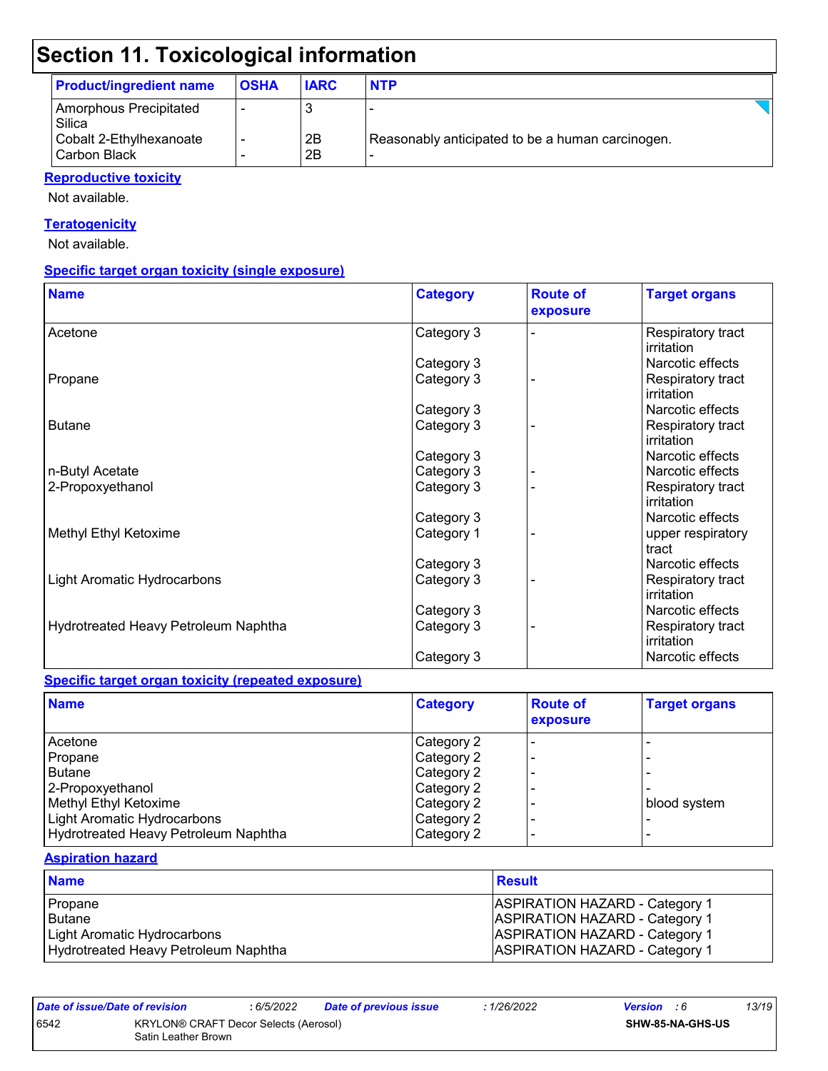# Section 11. Toxicological information

| Product/ingredient name | OSHA | IARC | NTP |
|---|---|---|---|
| Amorphous Precipitated Silica | - | 3 | - |
| Cobalt 2-Ethylhexanoate | - | 2B | Reasonably anticipated to be a human carcinogen. |
| Carbon Black | - | 2B | - |

**Reproductive toxicity**

Not available.

**Teratogenicity**

Not available.

**Specific target organ toxicity (single exposure)**

| Name | Category | Route of exposure | Target organs |
|---|---|---|---|
| Acetone | Category 3 | - | Respiratory tract irritation |
| | Category 3 | | Narcotic effects |
| Propane | Category 3 | - | Respiratory tract irritation |
| | Category 3 | | Narcotic effects |
| Butane | Category 3 | - | Respiratory tract irritation |
| | Category 3 | | Narcotic effects |
| n-Butyl Acetate | Category 3 | - | Narcotic effects |
| 2-Propoxyethanol | Category 3 | - | Respiratory tract irritation |
| | Category 3 | | Narcotic effects |
| Methyl Ethyl Ketoxime | Category 1 | - | upper respiratory tract |
| | Category 3 | | Narcotic effects |
| Light Aromatic Hydrocarbons | Category 3 | - | Respiratory tract irritation |
| | Category 3 | | Narcotic effects |
| Hydrotreated Heavy Petroleum Naphtha | Category 3 | - | Respiratory tract irritation |
| | Category 3 | | Narcotic effects |

**Specific target organ toxicity (repeated exposure)**

| Name | Category | Route of exposure | Target organs |
|---|---|---|---|
| Acetone | Category 2 | - | - |
| Propane | Category 2 | - | - |
| Butane | Category 2 | - | - |
| 2-Propoxyethanol | Category 2 | - | - |
| Methyl Ethyl Ketoxime | Category 2 | - | blood system |
| Light Aromatic Hydrocarbons | Category 2 | - | - |
| Hydrotreated Heavy Petroleum Naphtha | Category 2 | - | - |

**Aspiration hazard**

| Name | Result |
|---|---|
| Propane | ASPIRATION HAZARD - Category 1 |
| Butane | ASPIRATION HAZARD - Category 1 |
| Light Aromatic Hydrocarbons | ASPIRATION HAZARD - Category 1 |
| Hydrotreated Heavy Petroleum Naphtha | ASPIRATION HAZARD - Category 1 |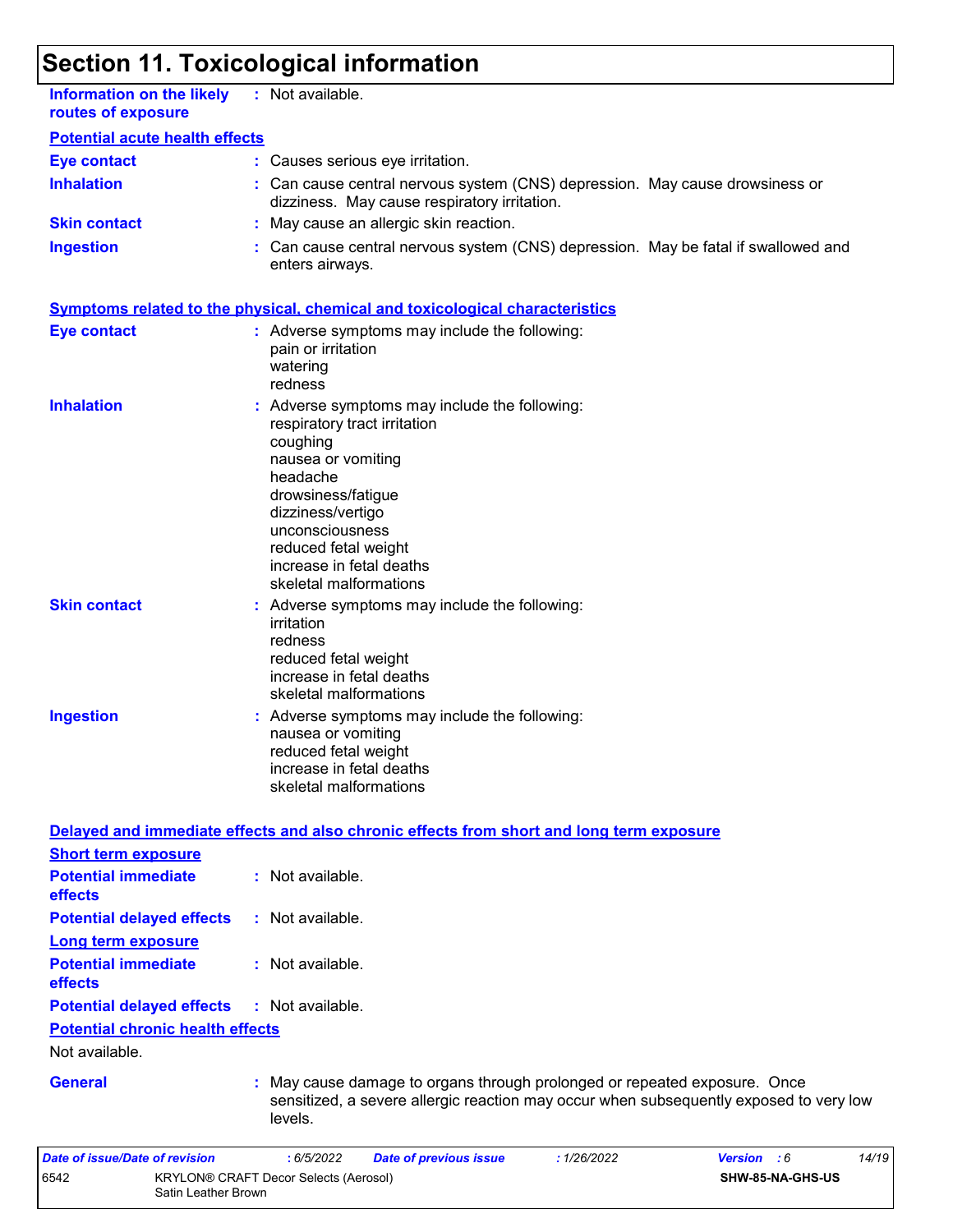# Section 11. Toxicological information

**Information on the likely routes of exposure** : Not available.

**Potential acute health effects**

**Eye contact** : Causes serious eye irritation.

**Inhalation** : Can cause central nervous system (CNS) depression. May cause drowsiness or dizziness. May cause respiratory irritation.

**Skin contact** : May cause an allergic skin reaction.

**Ingestion** : Can cause central nervous system (CNS) depression. May be fatal if swallowed and enters airways.

**Symptoms related to the physical, chemical and toxicological characteristics**

**Eye contact** : Adverse symptoms may include the following:
pain or irritation
watering
redness

**Inhalation** : Adverse symptoms may include the following:
respiratory tract irritation
coughing
nausea or vomiting
headache
drowsiness/fatigue
dizziness/vertigo
unconsciousness
reduced fetal weight
increase in fetal deaths
skeletal malformations

**Skin contact** : Adverse symptoms may include the following:
irritation
redness
reduced fetal weight
increase in fetal deaths
skeletal malformations

**Ingestion** : Adverse symptoms may include the following:
nausea or vomiting
reduced fetal weight
increase in fetal deaths
skeletal malformations

**Delayed and immediate effects and also chronic effects from short and long term exposure**

**Short term exposure**

**Potential immediate effects** : Not available.

**Potential delayed effects** : Not available.

**Long term exposure**

**Potential immediate effects** : Not available.

**Potential delayed effects** : Not available.

**Potential chronic health effects**

Not available.

**General** : May cause damage to organs through prolonged or repeated exposure. Once sensitized, a severe allergic reaction may occur when subsequently exposed to very low levels.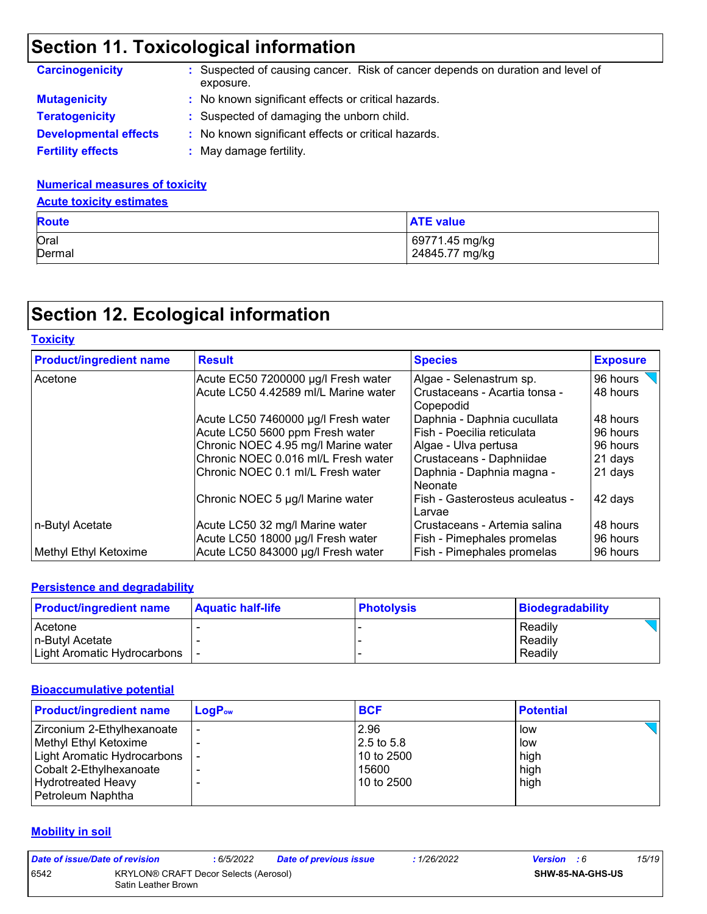## Section 11. Toxicological information

**Carcinogenicity** : Suspected of causing cancer. Risk of cancer depends on duration and level of exposure.

**Mutagenicity** : No known significant effects or critical hazards.

**Teratogenicity** : Suspected of damaging the unborn child.

**Developmental effects** : No known significant effects or critical hazards.

**Fertility effects** : May damage fertility.

**Numerical measures of toxicity**

**Acute toxicity estimates**

| Route | ATE value |
|---|---|
| Oral | 69771.45 mg/kg |
| Dermal | 24845.77 mg/kg |

## Section 12. Ecological information

**Toxicity**

| Product/ingredient name | Result | Species | Exposure |
|---|---|---|---|
| Acetone | Acute EC50 7200000 µg/l Fresh water | Algae - Selenastrum sp. | 96 hours |
| | Acute LC50 4.42589 ml/L Marine water | Crustaceans - Acartia tonsa - Copepodid | 48 hours |
| | Acute LC50 7460000 µg/l Fresh water | Daphnia - Daphnia cucullata | 48 hours |
| | Acute LC50 5600 ppm Fresh water | Fish - Poecilia reticulata | 96 hours |
| | Chronic NOEC 4.95 mg/l Marine water | Algae - Ulva pertusa | 96 hours |
| | Chronic NOEC 0.016 ml/L Fresh water | Crustaceans - Daphniidae | 21 days |
| | Chronic NOEC 0.1 ml/L Fresh water | Daphnia - Daphnia magna - Neonate | 21 days |
| | Chronic NOEC 5 µg/l Marine water | Fish - Gasterosteus aculeatus - Larvae | 42 days |
| n-Butyl Acetate | Acute LC50 32 mg/l Marine water | Crustaceans - Artemia salina | 48 hours |
| | Acute LC50 18000 µg/l Fresh water | Fish - Pimephales promelas | 96 hours |
| Methyl Ethyl Ketoxime | Acute LC50 843000 µg/l Fresh water | Fish - Pimephales promelas | 96 hours |

**Persistence and degradability**

| Product/ingredient name | Aquatic half-life | Photolysis | Biodegradability |
|---|---|---|---|
| Acetone | - | - | Readily |
| n-Butyl Acetate | - | - | Readily |
| Light Aromatic Hydrocarbons | - | - | Readily |

**Bioaccumulative potential**

| Product/ingredient name | $LogP_{ow}$ | BCF | Potential |
|---|---|---|---|
| Zirconium 2-Ethylhexanoate | - | 2.96 | low |
| Methyl Ethyl Ketoxime | - | 2.5 to 5.8 | low |
| Light Aromatic Hydrocarbons | - | 10 to 2500 | high |
| Cobalt 2-Ethylhexanoate | - | 15600 | high |
| Hydrotreated Heavy Petroleum Naphtha | - | 10 to 2500 | high |

**Mobility in soil**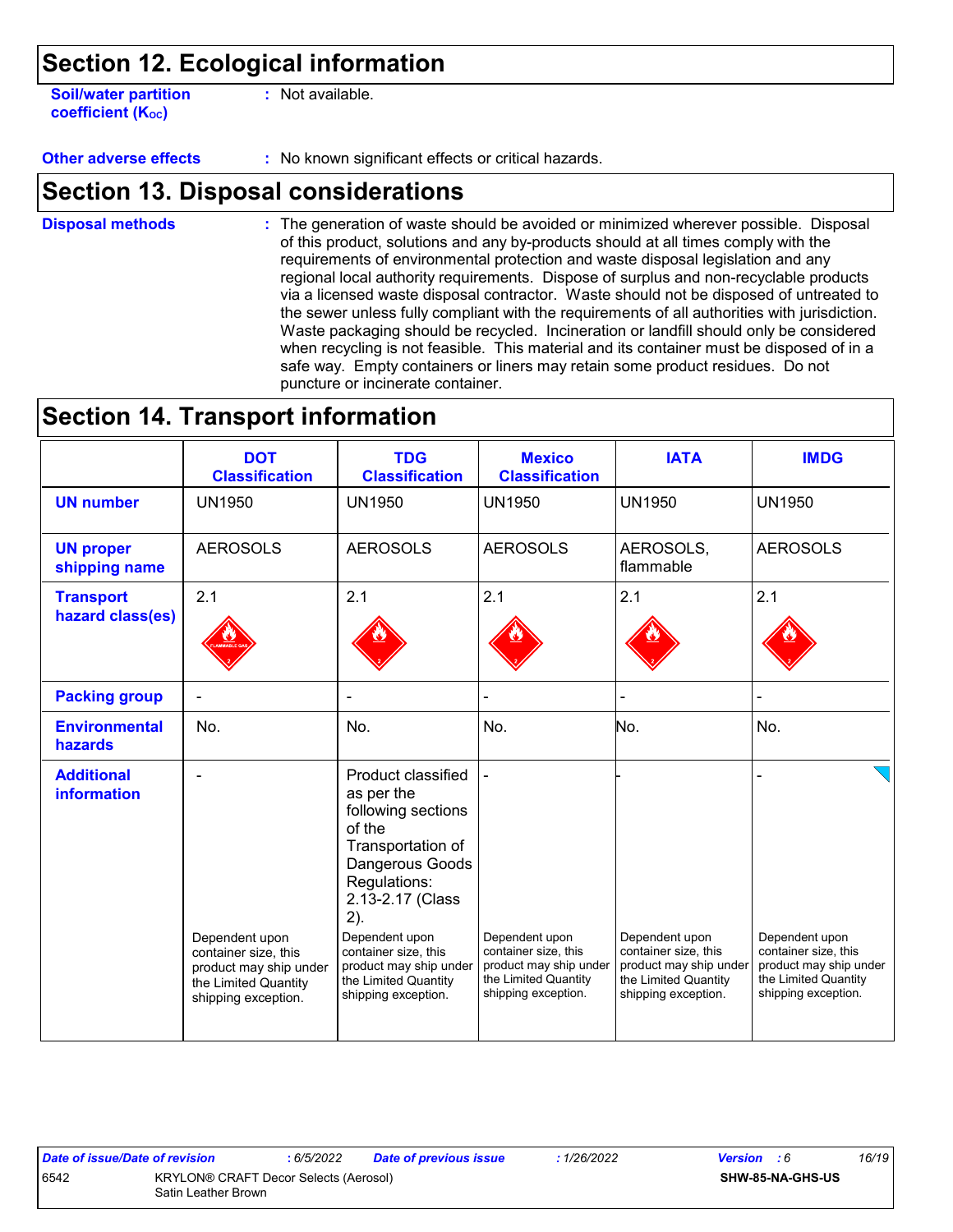## Section 12. Ecological information

**Soil/water partition coefficient ($K_{OC}$)** : Not available.

**Other adverse effects** : No known significant effects or critical hazards.

## Section 13. Disposal considerations

**Disposal methods** : The generation of waste should be avoided or minimized wherever possible. Disposal of this product, solutions and any by-products should at all times comply with the requirements of environmental protection and waste disposal legislation and any regional local authority requirements. Dispose of surplus and non-recyclable products via a licensed waste disposal contractor. Waste should not be disposed of untreated to the sewer unless fully compliant with the requirements of all authorities with jurisdiction. Waste packaging should be recycled. Incineration or landfill should only be considered when recycling is not feasible. This material and its container must be disposed of in a safe way. Empty containers or liners may retain some product residues. Do not puncture or incinerate container.

## Section 14. Transport information

| | DOT Classification | TDG Classification | Mexico Classification | IATA | IMDG |
|---|---|---|---|---|---|
| **UN number** | UN1950 | UN1950 | UN1950 | UN1950 | UN1950 |
| **UN proper shipping name** | AEROSOLS | AEROSOLS | AEROSOLS | AEROSOLS, flammable | AEROSOLS |
| **Transport hazard class(es)** | 2.1 | 2.1 | 2.1 | 2.1 | 2.1 |
| **Packing group** | - | - | - | - | - |
| **Environmental hazards** | No. | No. | No. | No. | No. |
| **Additional information** | - Dependent upon container size, this product may ship under the Limited Quantity shipping exception. | Product classified as per the following sections of the Transportation of Dangerous Goods Regulations: 2.13-2.17 (Class 2). Dependent upon container size, this product may ship under the Limited Quantity shipping exception. | - Dependent upon container size, this product may ship under the Limited Quantity shipping exception. | - Dependent upon container size, this product may ship under the Limited Quantity shipping exception. | - Dependent upon container size, this product may ship under the Limited Quantity shipping exception. |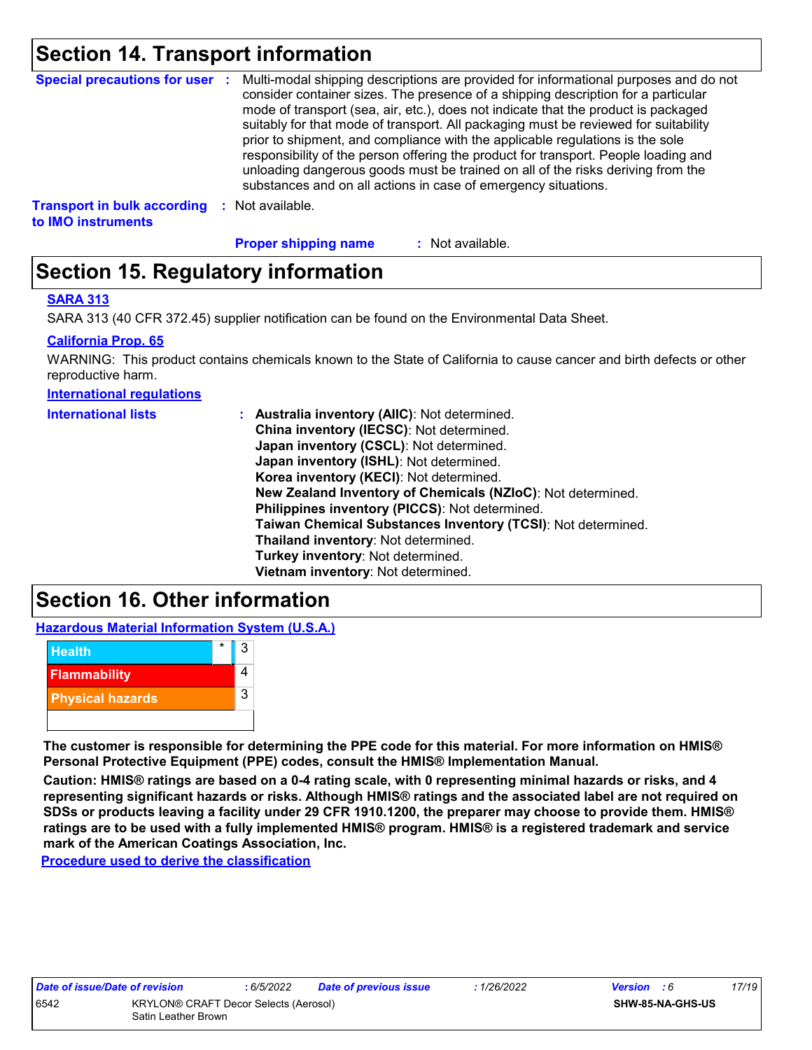## Section 14. Transport information

**Special precautions for user** : Multi-modal shipping descriptions are provided for informational purposes and do not consider container sizes. The presence of a shipping description for a particular mode of transport (sea, air, etc.), does not indicate that the product is packaged suitably for that mode of transport. All packaging must be reviewed for suitability prior to shipment, and compliance with the applicable regulations is the sole responsibility of the person offering the product for transport. People loading and unloading dangerous goods must be trained on all of the risks deriving from the substances and on all actions in case of emergency situations.

**Transport in bulk according to IMO instruments** : Not available.

**Proper shipping name** : Not available.

## Section 15. Regulatory information

**SARA 313**

SARA 313 (40 CFR 372.45) supplier notification can be found on the Environmental Data Sheet.

**California Prop. 65**

WARNING: This product contains chemicals known to the State of California to cause cancer and birth defects or other reproductive harm.

**International regulations**

**International lists** :
**Australia inventory (AIIC)**: Not determined.
**China inventory (IECSC)**: Not determined.
**Japan inventory (CSCL)**: Not determined.
**Japan inventory (ISHL)**: Not determined.
**Korea inventory (KECI)**: Not determined.
**New Zealand Inventory of Chemicals (NZIoC)**: Not determined.
**Philippines inventory (PICCS)**: Not determined.
**Taiwan Chemical Substances Inventory (TCSI)**: Not determined.
**Thailand inventory**: Not determined.
**Turkey inventory**: Not determined.
**Vietnam inventory**: Not determined.

## Section 16. Other information

**Hazardous Material Information System (U.S.A.)**

| | | |
|---|---|---|
| Health | * | 3 |
| Flammability | | 4 |
| Physical hazards | | 3 |
| | | |

**The customer is responsible for determining the PPE code for this material. For more information on HMIS® Personal Protective Equipment (PPE) codes, consult the HMIS® Implementation Manual.**

**Caution: HMIS® ratings are based on a 0-4 rating scale, with 0 representing minimal hazards or risks, and 4 representing significant hazards or risks. Although HMIS® ratings and the associated label are not required on SDSs or products leaving a facility under 29 CFR 1910.1200, the preparer may choose to provide them. HMIS® ratings are to be used with a fully implemented HMIS® program. HMIS® is a registered trademark and service mark of the American Coatings Association, Inc.**

**Procedure used to derive the classification**

| *Date of issue/Date of revision* | *: 6/5/2022* | *Date of previous issue* | *: 1/26/2022* | *Version : 6* |
|---|---|---|---|---|
| 6542 | KRYLON® CRAFT Decor Selects (Aerosol) Satin Leather Brown | | | **SHW-85-NA-GHS-US** |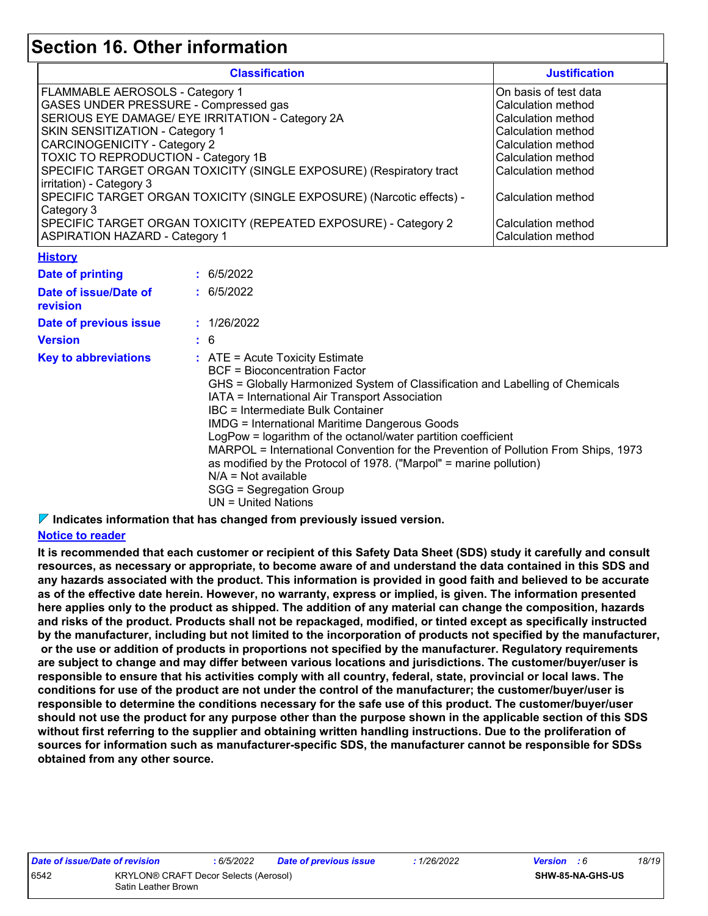# Section 16. Other information

| Classification | Justification |
|---|---|
| FLAMMABLE AEROSOLS - Category 1 | On basis of test data |
| GASES UNDER PRESSURE - Compressed gas | Calculation method |
| SERIOUS EYE DAMAGE/ EYE IRRITATION - Category 2A | Calculation method |
| SKIN SENSITIZATION - Category 1 | Calculation method |
| CARCINOGENICITY - Category 2 | Calculation method |
| TOXIC TO REPRODUCTION - Category 1B | Calculation method |
| SPECIFIC TARGET ORGAN TOXICITY (SINGLE EXPOSURE) (Respiratory tract irritation) - Category 3 | Calculation method |
| SPECIFIC TARGET ORGAN TOXICITY (SINGLE EXPOSURE) (Narcotic effects) - Category 3 | Calculation method |
| SPECIFIC TARGET ORGAN TOXICITY (REPEATED EXPOSURE) - Category 2 | Calculation method |
| ASPIRATION HAZARD - Category 1 | Calculation method |

## History

**Date of printing** : 6/5/2022

**Date of issue/Date of revision** : 6/5/2022

**Date of previous issue** : 1/26/2022

**Version** : 6

**Key to abbreviations** : ATE = Acute Toxicity Estimate
BCF = Bioconcentration Factor
GHS = Globally Harmonized System of Classification and Labelling of Chemicals
IATA = International Air Transport Association
IBC = Intermediate Bulk Container
IMDG = International Maritime Dangerous Goods
LogPow = logarithm of the octanol/water partition coefficient
MARPOL = International Convention for the Prevention of Pollution From Ships, 1973 as modified by the Protocol of 1978. ("Marpol" = marine pollution)
N/A = Not available
SGG = Segregation Group
UN = United Nations

**Indicates information that has changed from previously issued version.**

## Notice to reader

**It is recommended that each customer or recipient of this Safety Data Sheet (SDS) study it carefully and consult resources, as necessary or appropriate, to become aware of and understand the data contained in this SDS and any hazards associated with the product. This information is provided in good faith and believed to be accurate as of the effective date herein. However, no warranty, express or implied, is given. The information presented here applies only to the product as shipped. The addition of any material can change the composition, hazards and risks of the product. Products shall not be repackaged, modified, or tinted except as specifically instructed by the manufacturer, including but not limited to the incorporation of products not specified by the manufacturer, or the use or addition of products in proportions not specified by the manufacturer. Regulatory requirements are subject to change and may differ between various locations and jurisdictions. The customer/buyer/user is responsible to ensure that his activities comply with all country, federal, state, provincial or local laws. The conditions for use of the product are not under the control of the manufacturer; the customer/buyer/user is responsible to determine the conditions necessary for the safe use of this product. The customer/buyer/user should not use the product for any purpose other than the purpose shown in the applicable section of this SDS without first referring to the supplier and obtaining written handling instructions. Due to the proliferation of sources for information such as manufacturer-specific SDS, the manufacturer cannot be responsible for SDSs obtained from any other source.**